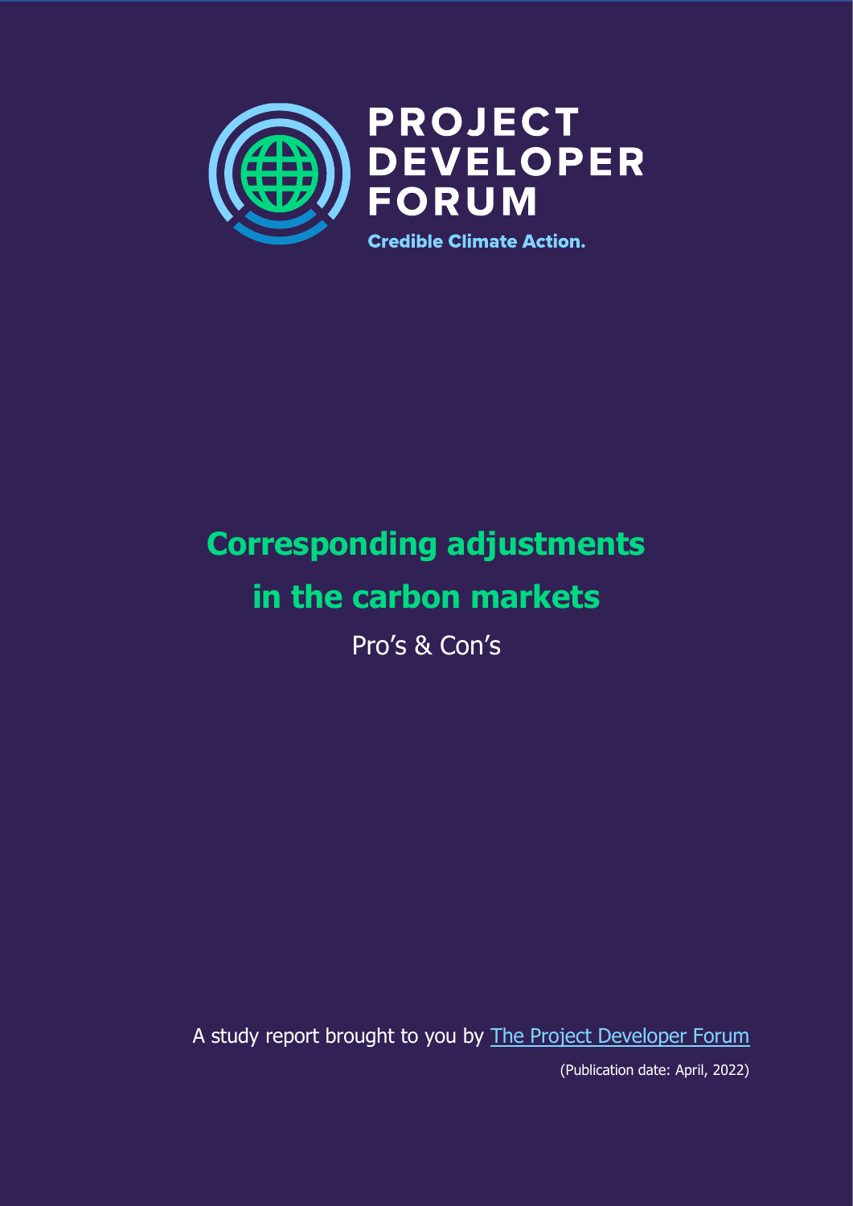PROJECT DEVELOPER FORUM

Credible Climate Action.

# Corresponding adjustments in the carbon markets

Pro's & Con's

A study report brought to you by [The Project Developer Forum]

(Publication date: April, 2022)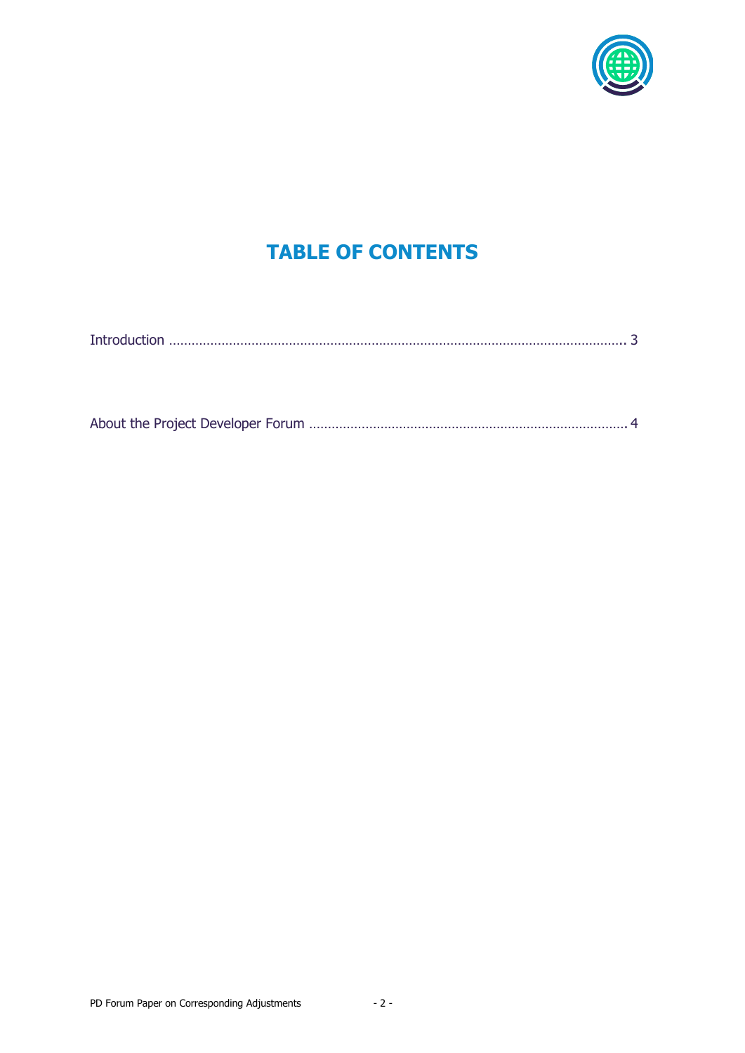# TABLE OF CONTENTS

Introduction ........................................................................................................................ 3

About the Project Developer Forum .................................................................................... 4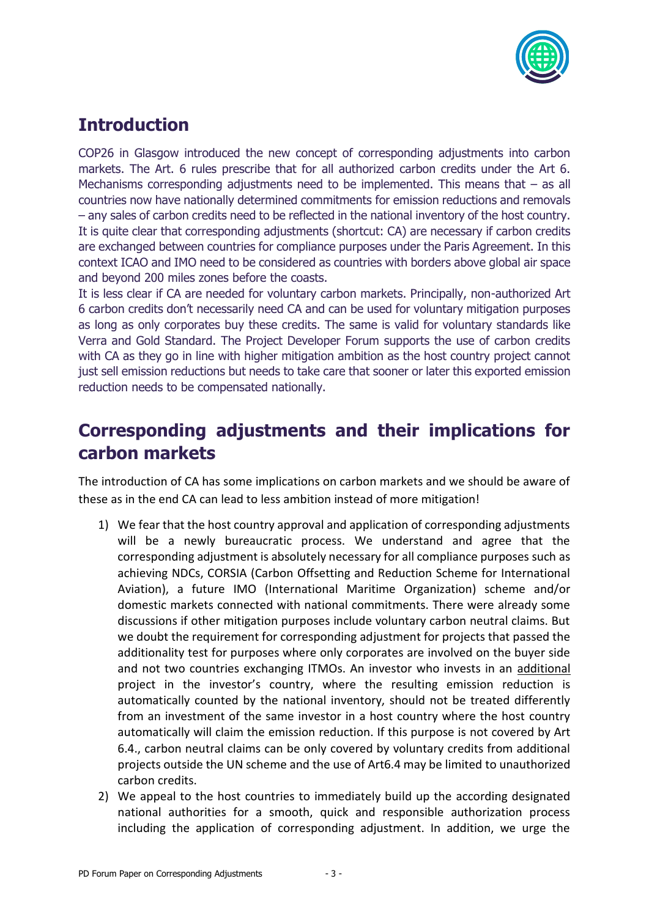## Introduction

COP26 in Glasgow introduced the new concept of corresponding adjustments into carbon markets. The Art. 6 rules prescribe that for all authorized carbon credits under the Art 6. Mechanisms corresponding adjustments need to be implemented. This means that – as all countries now have nationally determined commitments for emission reductions and removals – any sales of carbon credits need to be reflected in the national inventory of the host country. It is quite clear that corresponding adjustments (shortcut: CA) are necessary if carbon credits are exchanged between countries for compliance purposes under the Paris Agreement. In this context ICAO and IMO need to be considered as countries with borders above global air space and beyond 200 miles zones before the coasts.

It is less clear if CA are needed for voluntary carbon markets. Principally, non-authorized Art 6 carbon credits don't necessarily need CA and can be used for voluntary mitigation purposes as long as only corporates buy these credits. The same is valid for voluntary standards like Verra and Gold Standard. The Project Developer Forum supports the use of carbon credits with CA as they go in line with higher mitigation ambition as the host country project cannot just sell emission reductions but needs to take care that sooner or later this exported emission reduction needs to be compensated nationally.

## Corresponding adjustments and their implications for carbon markets

The introduction of CA has some implications on carbon markets and we should be aware of these as in the end CA can lead to less ambition instead of more mitigation!

1) We fear that the host country approval and application of corresponding adjustments will be a newly bureaucratic process. We understand and agree that the corresponding adjustment is absolutely necessary for all compliance purposes such as achieving NDCs, CORSIA (Carbon Offsetting and Reduction Scheme for International Aviation), a future IMO (International Maritime Organization) scheme and/or domestic markets connected with national commitments. There were already some discussions if other mitigation purposes include voluntary carbon neutral claims. But we doubt the requirement for corresponding adjustment for projects that passed the additionality test for purposes where only corporates are involved on the buyer side and not two countries exchanging ITMOs. An investor who invests in an additional project in the investor's country, where the resulting emission reduction is automatically counted by the national inventory, should not be treated differently from an investment of the same investor in a host country where the host country automatically will claim the emission reduction. If this purpose is not covered by Art 6.4., carbon neutral claims can be only covered by voluntary credits from additional projects outside the UN scheme and the use of Art6.4 may be limited to unauthorized carbon credits.
2) We appeal to the host countries to immediately build up the according designated national authorities for a smooth, quick and responsible authorization process including the application of corresponding adjustment. In addition, we urge the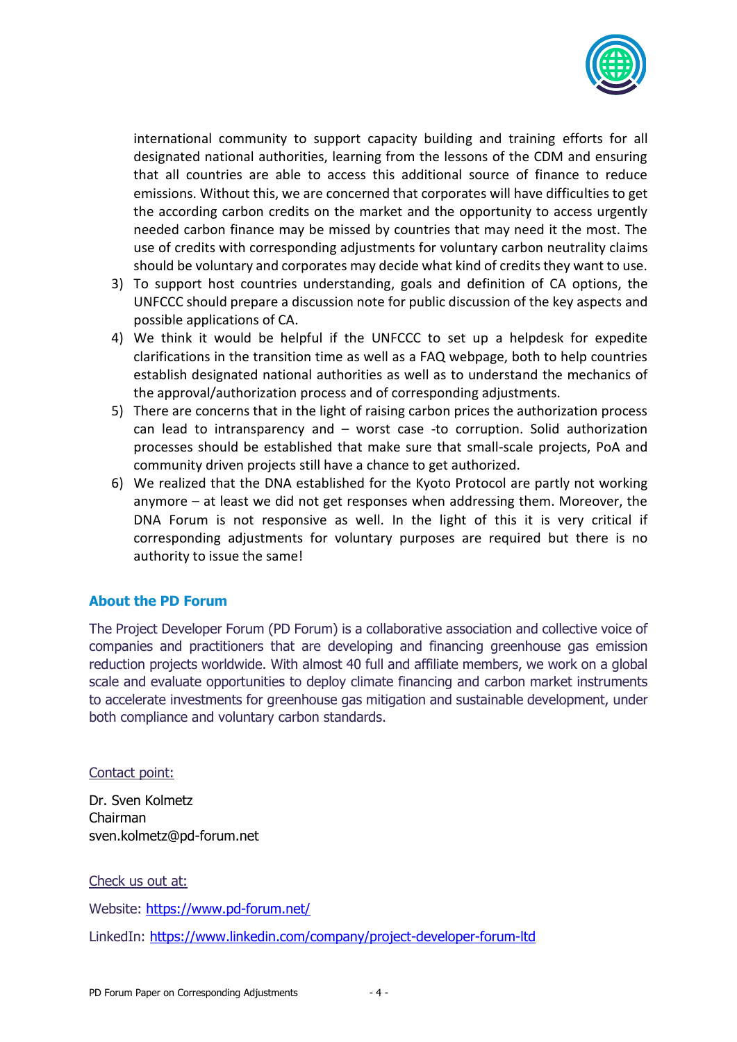international community to support capacity building and training efforts for all designated national authorities, learning from the lessons of the CDM and ensuring that all countries are able to access this additional source of finance to reduce emissions. Without this, we are concerned that corporates will have difficulties to get the according carbon credits on the market and the opportunity to access urgently needed carbon finance may be missed by countries that may need it the most. The use of credits with corresponding adjustments for voluntary carbon neutrality claims should be voluntary and corporates may decide what kind of credits they want to use.

3) To support host countries understanding, goals and definition of CA options, the UNFCCC should prepare a discussion note for public discussion of the key aspects and possible applications of CA.
4) We think it would be helpful if the UNFCCC to set up a helpdesk for expedite clarifications in the transition time as well as a FAQ webpage, both to help countries establish designated national authorities as well as to understand the mechanics of the approval/authorization process and of corresponding adjustments.
5) There are concerns that in the light of raising carbon prices the authorization process can lead to intransparency and – worst case -to corruption. Solid authorization processes should be established that make sure that small-scale projects, PoA and community driven projects still have a chance to get authorized.
6) We realized that the DNA established for the Kyoto Protocol are partly not working anymore – at least we did not get responses when addressing them. Moreover, the DNA Forum is not responsive as well. In the light of this it is very critical if corresponding adjustments for voluntary purposes are required but there is no authority to issue the same!

## About the PD Forum

The Project Developer Forum (PD Forum) is a collaborative association and collective voice of companies and practitioners that are developing and financing greenhouse gas emission reduction projects worldwide. With almost 40 full and affiliate members, we work on a global scale and evaluate opportunities to deploy climate financing and carbon market instruments to accelerate investments for greenhouse gas mitigation and sustainable development, under both compliance and voluntary carbon standards.

Contact point:

Dr. Sven Kolmetz
Chairman
sven.kolmetz@pd-forum.net

Check us out at:

Website: https://www.pd-forum.net/

LinkedIn: https://www.linkedin.com/company/project-developer-forum-ltd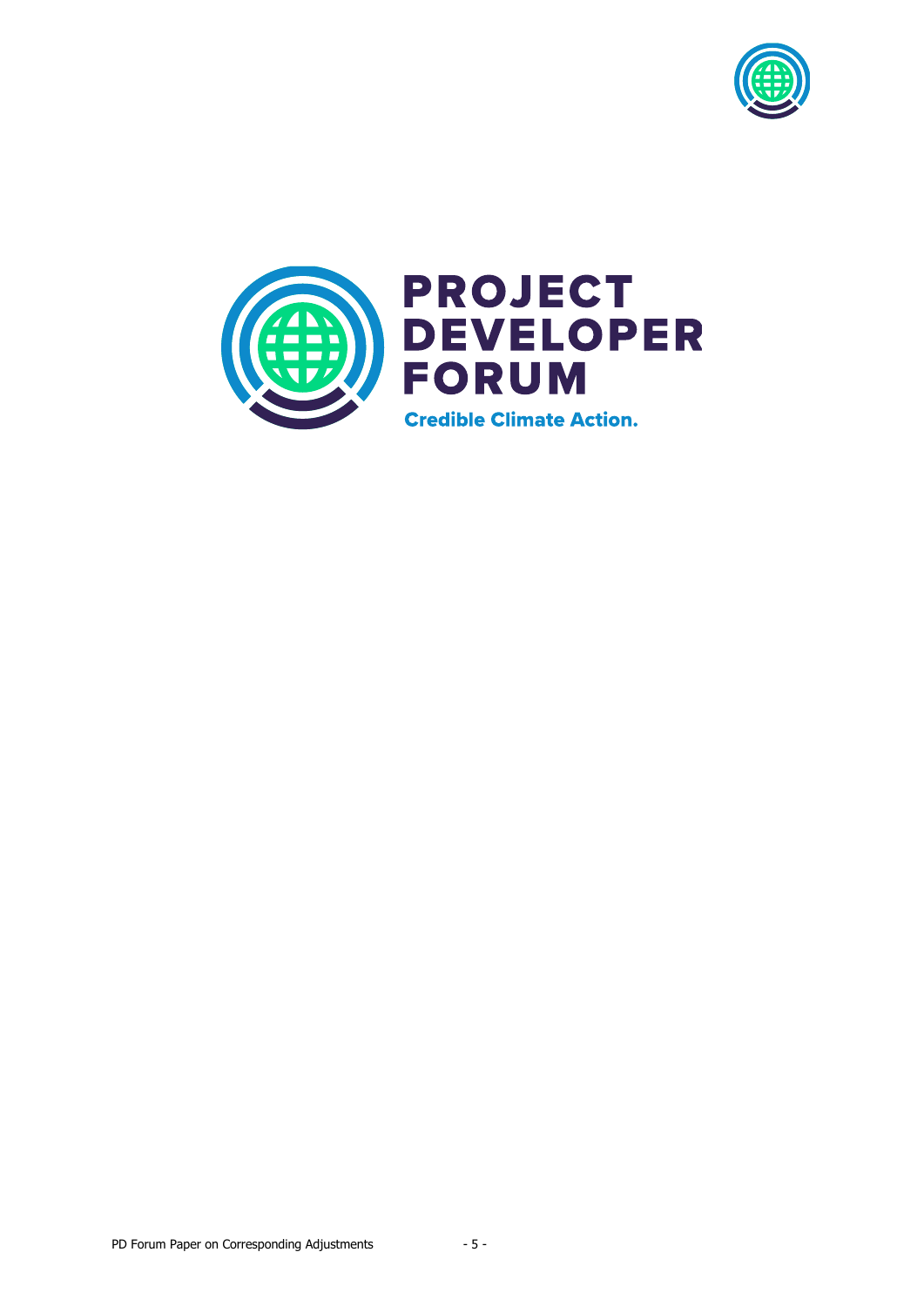PROJECT
DEVELOPER
FORUM

Credible Climate Action.